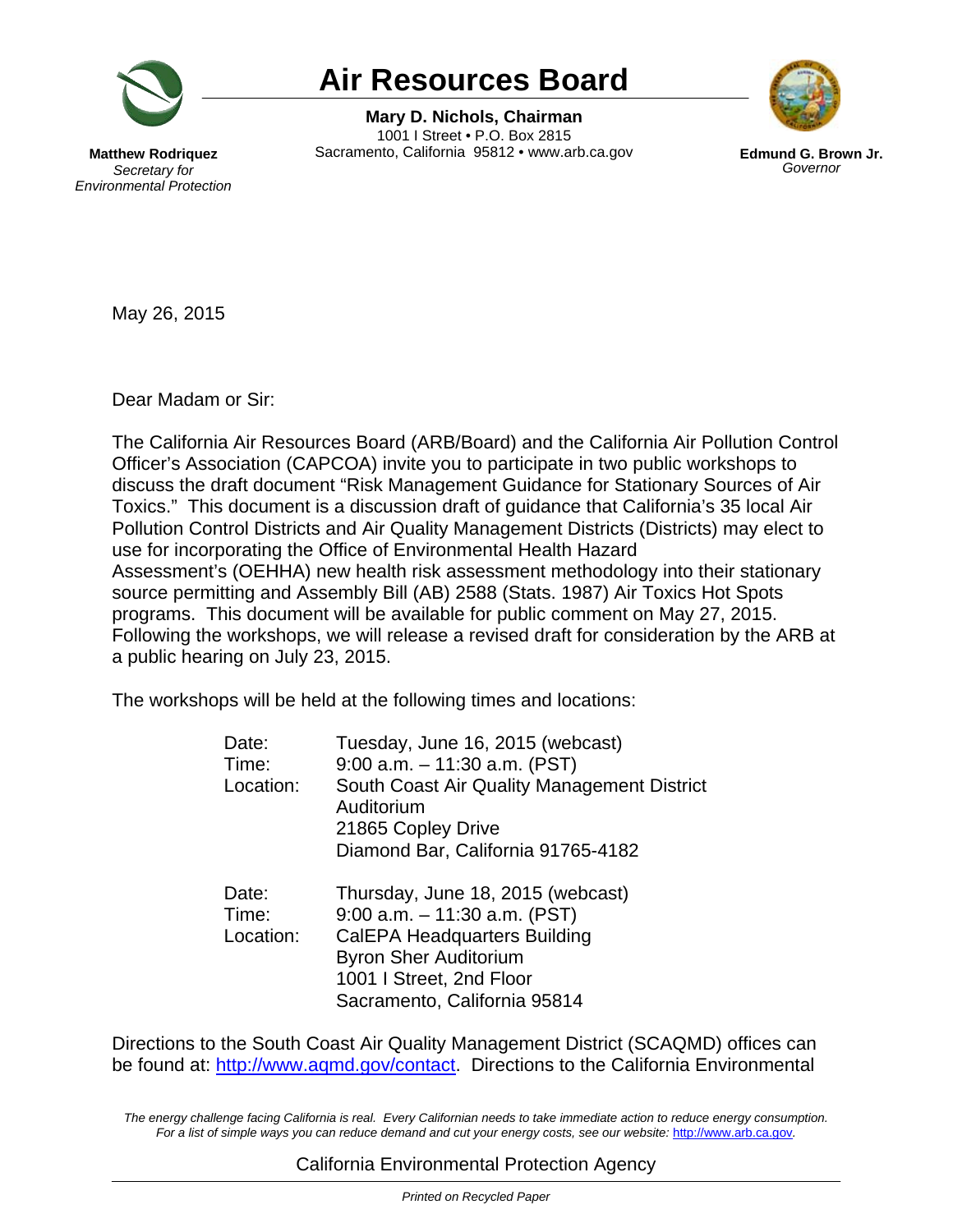# Air Resources Board

**Mary D. Nichols, Chairman**
1001 I Street • P.O. Box 2815
Sacramento, California 95812 • www.arb.ca.gov

**Matthew Rodriquez**
*Secretary for Environmental Protection*

**Edmund G. Brown Jr.**
*Governor*

May 26, 2015

Dear Madam or Sir:

The California Air Resources Board (ARB/Board) and the California Air Pollution Control Officer's Association (CAPCOA) invite you to participate in two public workshops to discuss the draft document "Risk Management Guidance for Stationary Sources of Air Toxics." This document is a discussion draft of guidance that California's 35 local Air Pollution Control Districts and Air Quality Management Districts (Districts) may elect to use for incorporating the Office of Environmental Health Hazard Assessment's (OEHHA) new health risk assessment methodology into their stationary source permitting and Assembly Bill (AB) 2588 (Stats. 1987) Air Toxics Hot Spots programs. This document will be available for public comment on May 27, 2015. Following the workshops, we will release a revised draft for consideration by the ARB at a public hearing on July 23, 2015.

The workshops will be held at the following times and locations:

Date: Tuesday, June 16, 2015 (webcast)
Time: 9:00 a.m. – 11:30 a.m. (PST)
Location: South Coast Air Quality Management District Auditorium
21865 Copley Drive
Diamond Bar, California 91765-4182

Date: Thursday, June 18, 2015 (webcast)
Time: 9:00 a.m. – 11:30 a.m. (PST)
Location: CalEPA Headquarters Building
Byron Sher Auditorium
1001 I Street, 2nd Floor
Sacramento, California 95814

Directions to the South Coast Air Quality Management District (SCAQMD) offices can be found at: http://www.aqmd.gov/contact. Directions to the California Environmental

*The energy challenge facing California is real. Every Californian needs to take immediate action to reduce energy consumption. For a list of simple ways you can reduce demand and cut your energy costs, see our website: http://www.arb.ca.gov.*

California Environmental Protection Agency

*Printed on Recycled Paper*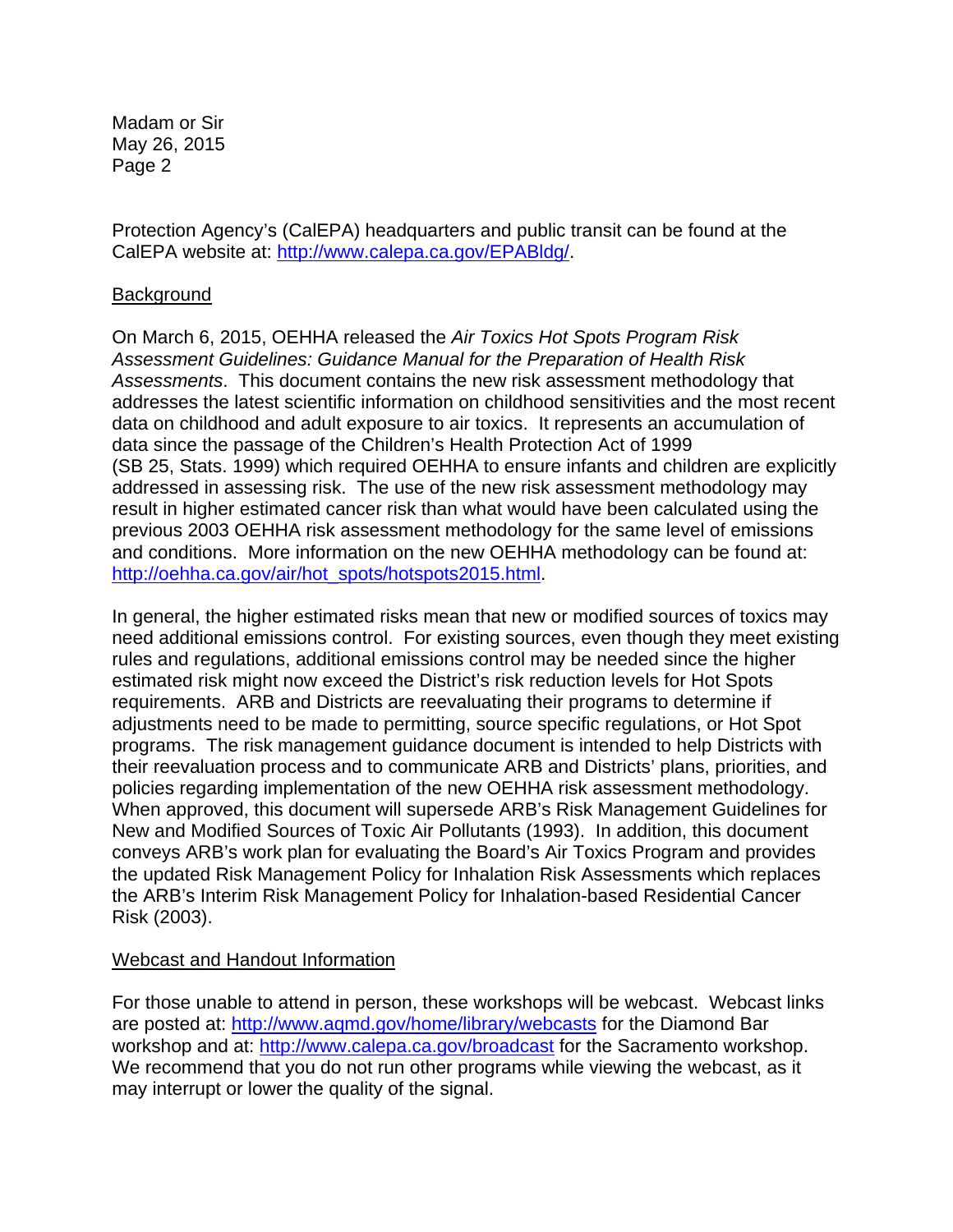Protection Agency's (CalEPA) headquarters and public transit can be found at the CalEPA website at: http://www.calepa.ca.gov/EPABldg/.

## Background

On March 6, 2015, OEHHA released the *Air Toxics Hot Spots Program Risk Assessment Guidelines: Guidance Manual for the Preparation of Health Risk Assessments*. This document contains the new risk assessment methodology that addresses the latest scientific information on childhood sensitivities and the most recent data on childhood and adult exposure to air toxics. It represents an accumulation of data since the passage of the Children's Health Protection Act of 1999 (SB 25, Stats. 1999) which required OEHHA to ensure infants and children are explicitly addressed in assessing risk. The use of the new risk assessment methodology may result in higher estimated cancer risk than what would have been calculated using the previous 2003 OEHHA risk assessment methodology for the same level of emissions and conditions. More information on the new OEHHA methodology can be found at: http://oehha.ca.gov/air/hot_spots/hotspots2015.html.

In general, the higher estimated risks mean that new or modified sources of toxics may need additional emissions control. For existing sources, even though they meet existing rules and regulations, additional emissions control may be needed since the higher estimated risk might now exceed the District's risk reduction levels for Hot Spots requirements. ARB and Districts are reevaluating their programs to determine if adjustments need to be made to permitting, source specific regulations, or Hot Spot programs. The risk management guidance document is intended to help Districts with their reevaluation process and to communicate ARB and Districts' plans, priorities, and policies regarding implementation of the new OEHHA risk assessment methodology. When approved, this document will supersede ARB's Risk Management Guidelines for New and Modified Sources of Toxic Air Pollutants (1993). In addition, this document conveys ARB's work plan for evaluating the Board's Air Toxics Program and provides the updated Risk Management Policy for Inhalation Risk Assessments which replaces the ARB's Interim Risk Management Policy for Inhalation-based Residential Cancer Risk (2003).

## Webcast and Handout Information

For those unable to attend in person, these workshops will be webcast. Webcast links are posted at: http://www.aqmd.gov/home/library/webcasts for the Diamond Bar workshop and at: http://www.calepa.ca.gov/broadcast for the Sacramento workshop. We recommend that you do not run other programs while viewing the webcast, as it may interrupt or lower the quality of the signal.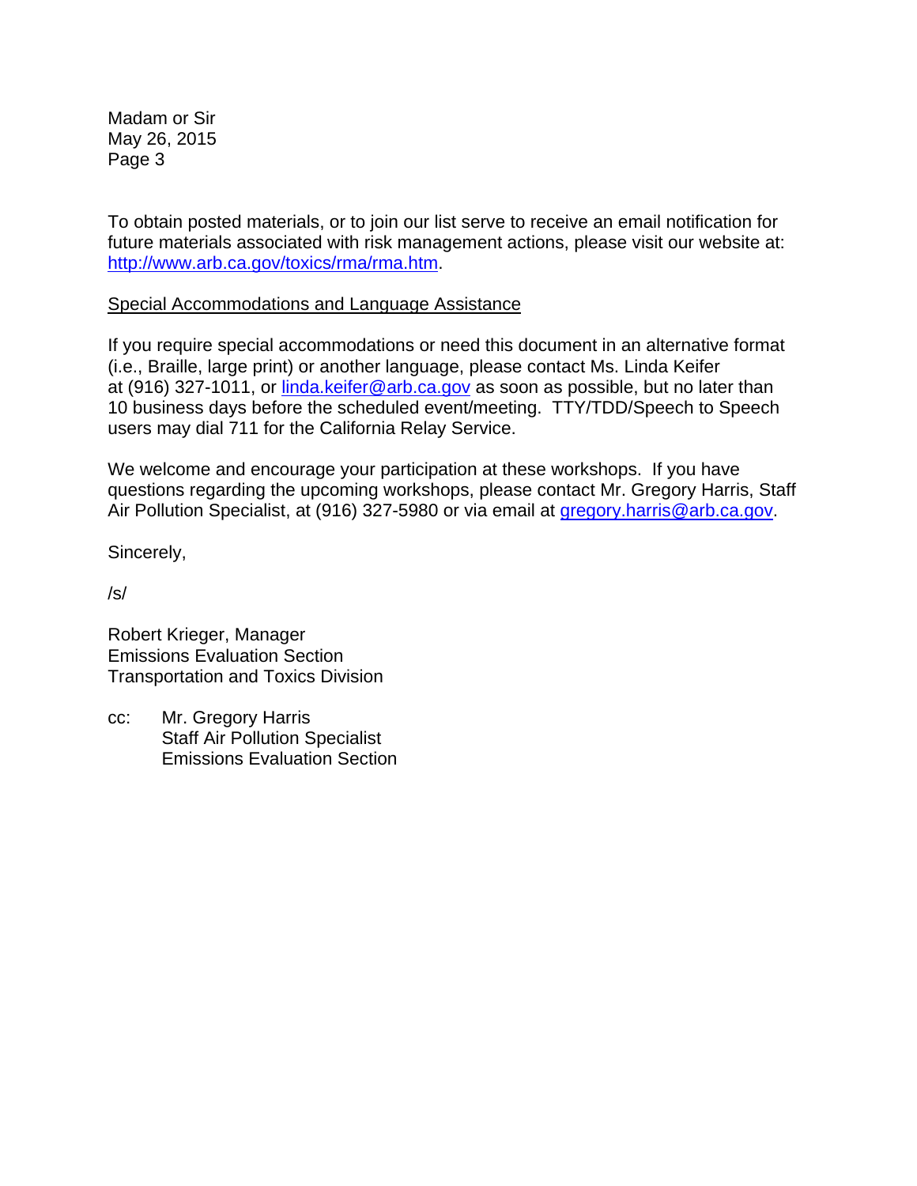To obtain posted materials, or to join our list serve to receive an email notification for future materials associated with risk management actions, please visit our website at: http://www.arb.ca.gov/toxics/rma/rma.htm.

Special Accommodations and Language Assistance

If you require special accommodations or need this document in an alternative format (i.e., Braille, large print) or another language, please contact Ms. Linda Keifer at (916) 327-1011, or linda.keifer@arb.ca.gov as soon as possible, but no later than 10 business days before the scheduled event/meeting. TTY/TDD/Speech to Speech users may dial 711 for the California Relay Service.

We welcome and encourage your participation at these workshops. If you have questions regarding the upcoming workshops, please contact Mr. Gregory Harris, Staff Air Pollution Specialist, at (916) 327-5980 or via email at gregory.harris@arb.ca.gov.

Sincerely,

/s/

Robert Krieger, Manager
Emissions Evaluation Section
Transportation and Toxics Division

cc: Mr. Gregory Harris
Staff Air Pollution Specialist
Emissions Evaluation Section